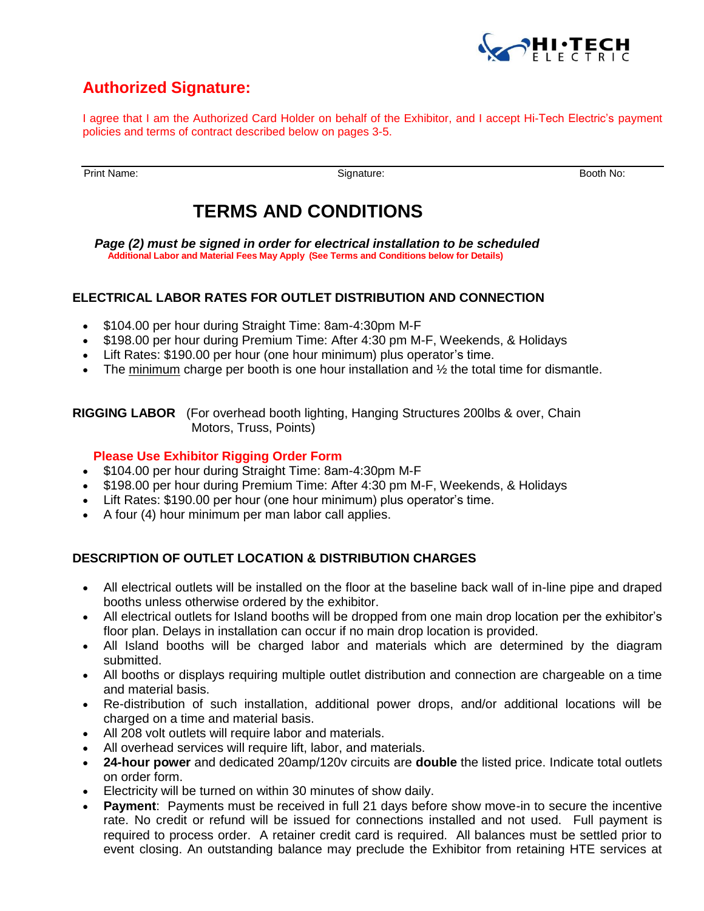## Authorized Signature:

I agree that I am the Authorized Card Holder on behalf of the Exhibitor, and I accept Hi-Tech Electric's payment policies and terms of contract described below on pages 3-5.

Print Name: Signature: Booth No:

# TERMS AND CONDITIONS

***Page (2) must be signed in order for electrical installation to be scheduled***

**Additional Labor and Material Fees May Apply (See Terms and Conditions below for Details)**

### ELECTRICAL LABOR RATES FOR OUTLET DISTRIBUTION AND CONNECTION

- $104.00 per hour during Straight Time: 8am-4:30pm M-F
- $198.00 per hour during Premium Time: After 4:30 pm M-F, Weekends, & Holidays
- Lift Rates: $190.00 per hour (one hour minimum) plus operator's time.
- The minimum charge per booth is one hour installation and ½ the total time for dismantle.

**RIGGING LABOR** (For overhead booth lighting, Hanging Structures 200lbs & over, Chain Motors, Truss, Points)

**Please Use Exhibitor Rigging Order Form**

- $104.00 per hour during Straight Time: 8am-4:30pm M-F
- $198.00 per hour during Premium Time: After 4:30 pm M-F, Weekends, & Holidays
- Lift Rates: $190.00 per hour (one hour minimum) plus operator's time.
- A four (4) hour minimum per man labor call applies.

### DESCRIPTION OF OUTLET LOCATION & DISTRIBUTION CHARGES

- All electrical outlets will be installed on the floor at the baseline back wall of in-line pipe and draped booths unless otherwise ordered by the exhibitor.
- All electrical outlets for Island booths will be dropped from one main drop location per the exhibitor's floor plan. Delays in installation can occur if no main drop location is provided.
- All Island booths will be charged labor and materials which are determined by the diagram submitted.
- All booths or displays requiring multiple outlet distribution and connection are chargeable on a time and material basis.
- Re-distribution of such installation, additional power drops, and/or additional locations will be charged on a time and material basis.
- All 208 volt outlets will require labor and materials.
- All overhead services will require lift, labor, and materials.
- **24-hour power** and dedicated 20amp/120v circuits are **double** the listed price. Indicate total outlets on order form.
- Electricity will be turned on within 30 minutes of show daily.
- **Payment**: Payments must be received in full 21 days before show move-in to secure the incentive rate. No credit or refund will be issued for connections installed and not used. Full payment is required to process order. A retainer credit card is required. All balances must be settled prior to event closing. An outstanding balance may preclude the Exhibitor from retaining HTE services at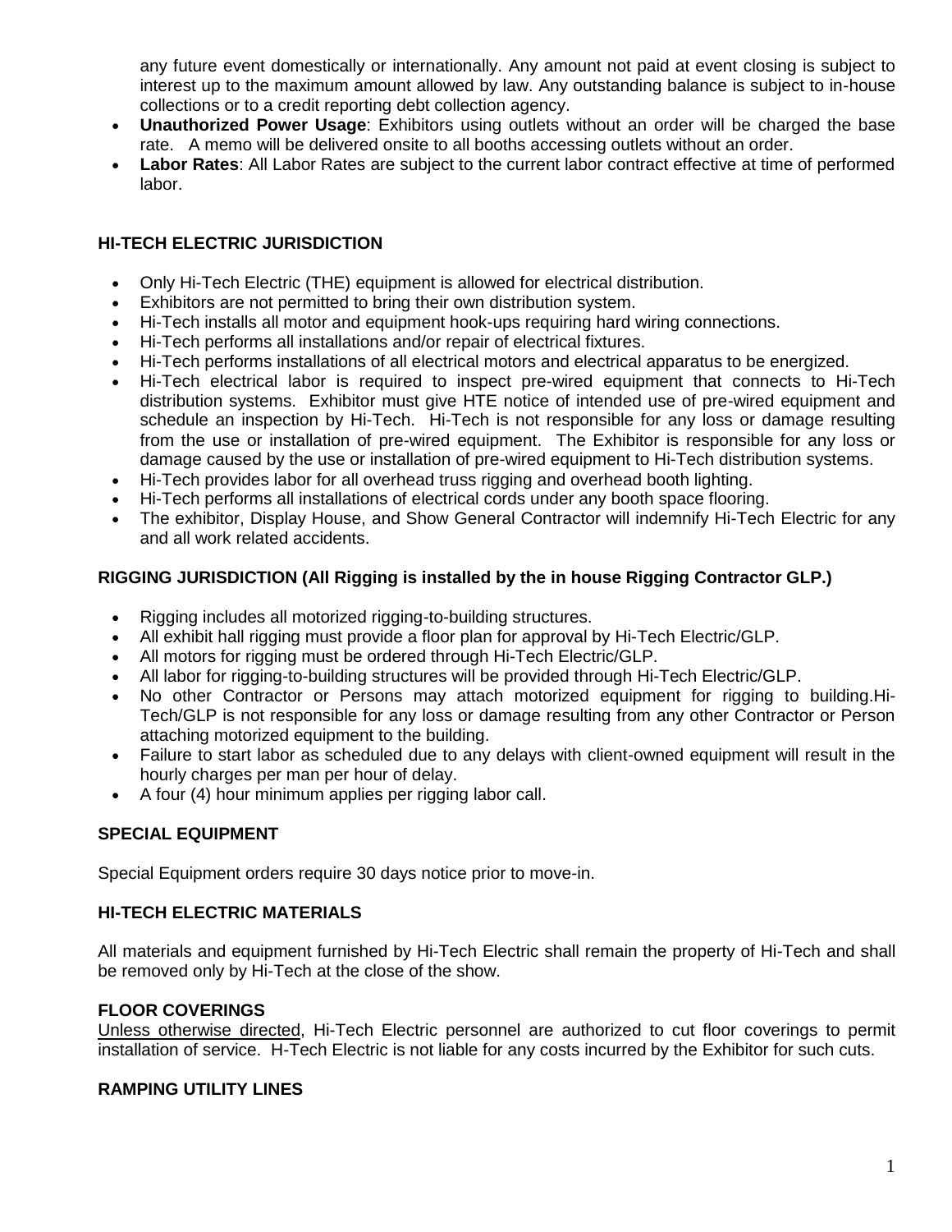any future event domestically or internationally. Any amount not paid at event closing is subject to interest up to the maximum amount allowed by law. Any outstanding balance is subject to in-house collections or to a credit reporting debt collection agency.

- **Unauthorized Power Usage**: Exhibitors using outlets without an order will be charged the base rate. A memo will be delivered onsite to all booths accessing outlets without an order.
- **Labor Rates**: All Labor Rates are subject to the current labor contract effective at time of performed labor.

## HI-TECH ELECTRIC JURISDICTION

- Only Hi-Tech Electric (THE) equipment is allowed for electrical distribution.
- Exhibitors are not permitted to bring their own distribution system.
- Hi-Tech installs all motor and equipment hook-ups requiring hard wiring connections.
- Hi-Tech performs all installations and/or repair of electrical fixtures.
- Hi-Tech performs installations of all electrical motors and electrical apparatus to be energized.
- Hi-Tech electrical labor is required to inspect pre-wired equipment that connects to Hi-Tech distribution systems. Exhibitor must give HTE notice of intended use of pre-wired equipment and schedule an inspection by Hi-Tech. Hi-Tech is not responsible for any loss or damage resulting from the use or installation of pre-wired equipment. The Exhibitor is responsible for any loss or damage caused by the use or installation of pre-wired equipment to Hi-Tech distribution systems.
- Hi-Tech provides labor for all overhead truss rigging and overhead booth lighting.
- Hi-Tech performs all installations of electrical cords under any booth space flooring.
- The exhibitor, Display House, and Show General Contractor will indemnify Hi-Tech Electric for any and all work related accidents.

## RIGGING JURISDICTION (All Rigging is installed by the in house Rigging Contractor GLP.)

- Rigging includes all motorized rigging-to-building structures.
- All exhibit hall rigging must provide a floor plan for approval by Hi-Tech Electric/GLP.
- All motors for rigging must be ordered through Hi-Tech Electric/GLP.
- All labor for rigging-to-building structures will be provided through Hi-Tech Electric/GLP.
- No other Contractor or Persons may attach motorized equipment for rigging to building.Hi-Tech/GLP is not responsible for any loss or damage resulting from any other Contractor or Person attaching motorized equipment to the building.
- Failure to start labor as scheduled due to any delays with client-owned equipment will result in the hourly charges per man per hour of delay.
- A four (4) hour minimum applies per rigging labor call.

## SPECIAL EQUIPMENT

Special Equipment orders require 30 days notice prior to move-in.

## HI-TECH ELECTRIC MATERIALS

All materials and equipment furnished by Hi-Tech Electric shall remain the property of Hi-Tech and shall be removed only by Hi-Tech at the close of the show.

## FLOOR COVERINGS

Unless otherwise directed, Hi-Tech Electric personnel are authorized to cut floor coverings to permit installation of service. H-Tech Electric is not liable for any costs incurred by the Exhibitor for such cuts.

## RAMPING UTILITY LINES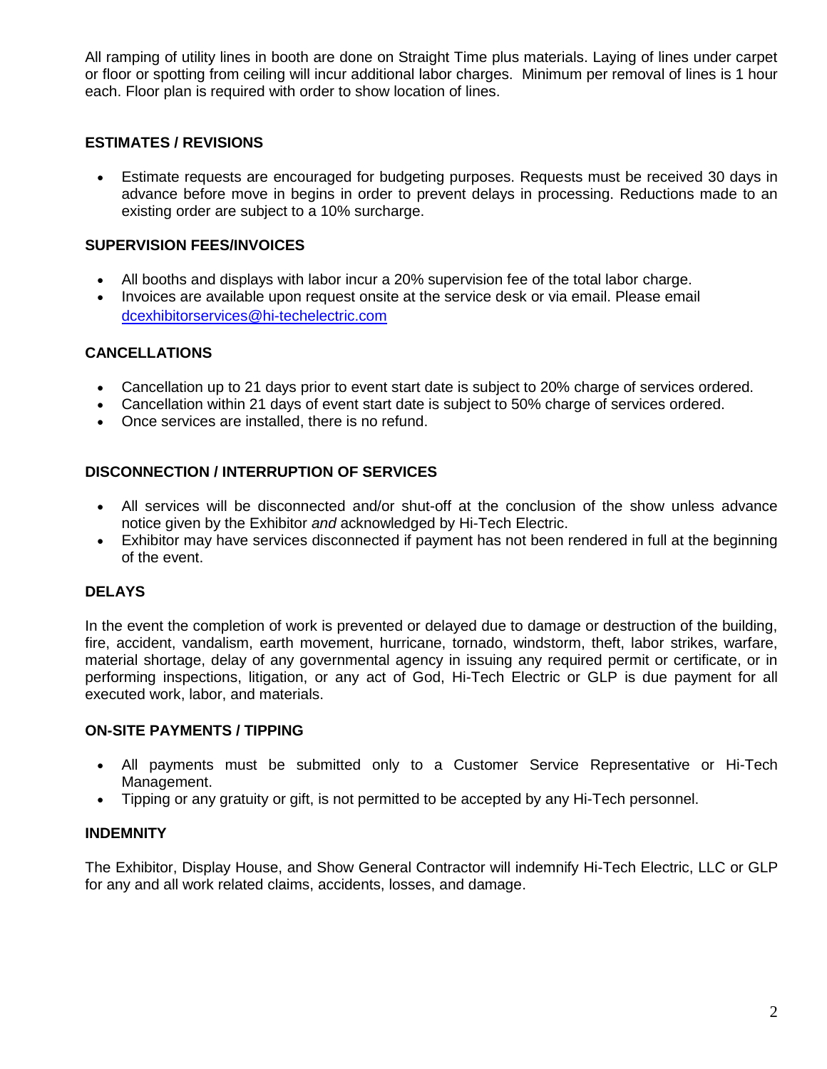All ramping of utility lines in booth are done on Straight Time plus materials. Laying of lines under carpet or floor or spotting from ceiling will incur additional labor charges. Minimum per removal of lines is 1 hour each. Floor plan is required with order to show location of lines.

**ESTIMATES / REVISIONS**

- Estimate requests are encouraged for budgeting purposes. Requests must be received 30 days in advance before move in begins in order to prevent delays in processing. Reductions made to an existing order are subject to a 10% surcharge.

**SUPERVISION FEES/INVOICES**

- All booths and displays with labor incur a 20% supervision fee of the total labor charge.
- Invoices are available upon request onsite at the service desk or via email. Please email dcexhibitorservices@hi-techelectric.com

**CANCELLATIONS**

- Cancellation up to 21 days prior to event start date is subject to 20% charge of services ordered.
- Cancellation within 21 days of event start date is subject to 50% charge of services ordered.
- Once services are installed, there is no refund.

**DISCONNECTION / INTERRUPTION OF SERVICES**

- All services will be disconnected and/or shut-off at the conclusion of the show unless advance notice given by the Exhibitor *and* acknowledged by Hi-Tech Electric.
- Exhibitor may have services disconnected if payment has not been rendered in full at the beginning of the event.

**DELAYS**

In the event the completion of work is prevented or delayed due to damage or destruction of the building, fire, accident, vandalism, earth movement, hurricane, tornado, windstorm, theft, labor strikes, warfare, material shortage, delay of any governmental agency in issuing any required permit or certificate, or in performing inspections, litigation, or any act of God, Hi-Tech Electric or GLP is due payment for all executed work, labor, and materials.

**ON-SITE PAYMENTS / TIPPING**

- All payments must be submitted only to a Customer Service Representative or Hi-Tech Management.
- Tipping or any gratuity or gift, is not permitted to be accepted by any Hi-Tech personnel.

**INDEMNITY**

The Exhibitor, Display House, and Show General Contractor will indemnify Hi-Tech Electric, LLC or GLP for any and all work related claims, accidents, losses, and damage.